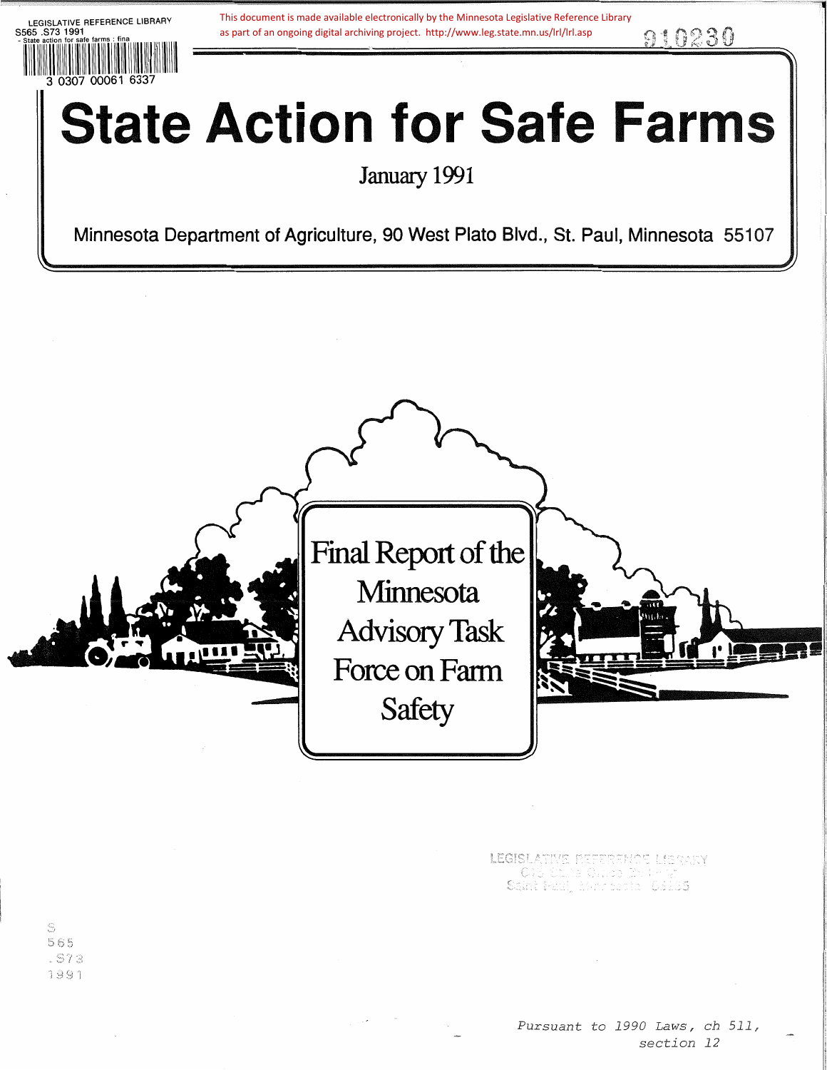LEGISLATIVE REFERENCE LIBRARY
S565 .S73 1991
- State action for safe farms : fina

3 0307 00061 6337

This document is made available electronically by the Minnesota Legislative Reference Library as part of an ongoing digital archiving project. http://www.leg.state.mn.us/lrl/lrl.asp

910230

# State Action for Safe Farms

January 1991

Minnesota Department of Agriculture, 90 West Plato Blvd., St. Paul, Minnesota 55107

## Final Report of the Minnesota Advisory Task Force on Farm Safety

S
565
.S73
1991

*Pursuant to 1990 Laws, ch 511, section 12*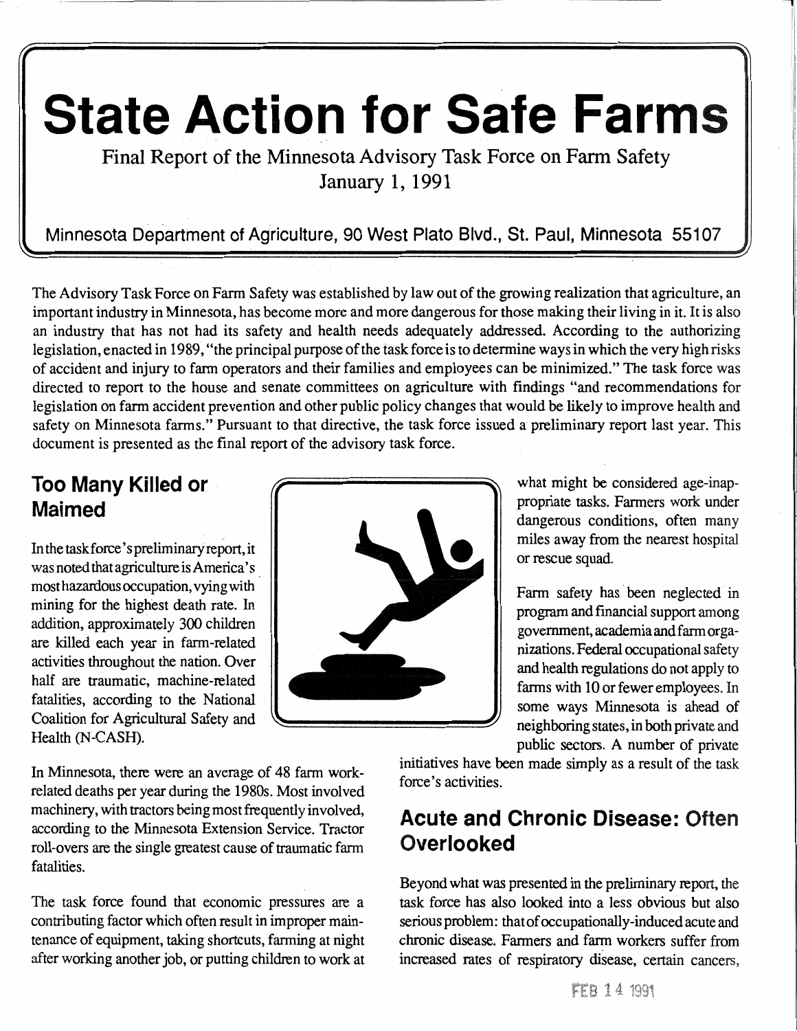# State Action for Safe Farms

Final Report of the Minnesota Advisory Task Force on Farm Safety
January 1, 1991

Minnesota Department of Agriculture, 90 West Plato Blvd., St. Paul, Minnesota 55107

The Advisory Task Force on Farm Safety was established by law out of the growing realization that agriculture, an important industry in Minnesota, has become more and more dangerous for those making their living in it. It is also an industry that has not had its safety and health needs adequately addressed. According to the authorizing legislation, enacted in 1989, "the principal purpose of the task force is to determine ways in which the very high risks of accident and injury to farm operators and their families and employees can be minimized." The task force was directed to report to the house and senate committees on agriculture with findings "and recommendations for legislation on farm accident prevention and other public policy changes that would be likely to improve health and safety on Minnesota farms." Pursuant to that directive, the task force issued a preliminary report last year. This document is presented as the final report of the advisory task force.

## Too Many Killed or Maimed

In the task force's preliminary report, it was noted that agriculture is America's most hazardous occupation, vying with mining for the highest death rate. In addition, approximately 300 children are killed each year in farm-related activities throughout the nation. Over half are traumatic, machine-related fatalities, according to the National Coalition for Agricultural Safety and Health (N-CASH).

In Minnesota, there were an average of 48 farm work-related deaths per year during the 1980s. Most involved machinery, with tractors being most frequently involved, according to the Minnesota Extension Service. Tractor roll-overs are the single greatest cause of traumatic farm fatalities.

The task force found that economic pressures are a contributing factor which often result in improper maintenance of equipment, taking shortcuts, farming at night after working another job, or putting children to work at what might be considered age-inappropriate tasks. Farmers work under dangerous conditions, often many miles away from the nearest hospital or rescue squad.

Farm safety has been neglected in program and financial support among government, academia and farm organizations. Federal occupational safety and health regulations do not apply to farms with 10 or fewer employees. In some ways Minnesota is ahead of neighboring states, in both private and public sectors. A number of private initiatives have been made simply as a result of the task force's activities.

## Acute and Chronic Disease: Often Overlooked

Beyond what was presented in the preliminary report, the task force has also looked into a less obvious but also serious problem: that of occupationally-induced acute and chronic disease. Farmers and farm workers suffer from increased rates of respiratory disease, certain cancers,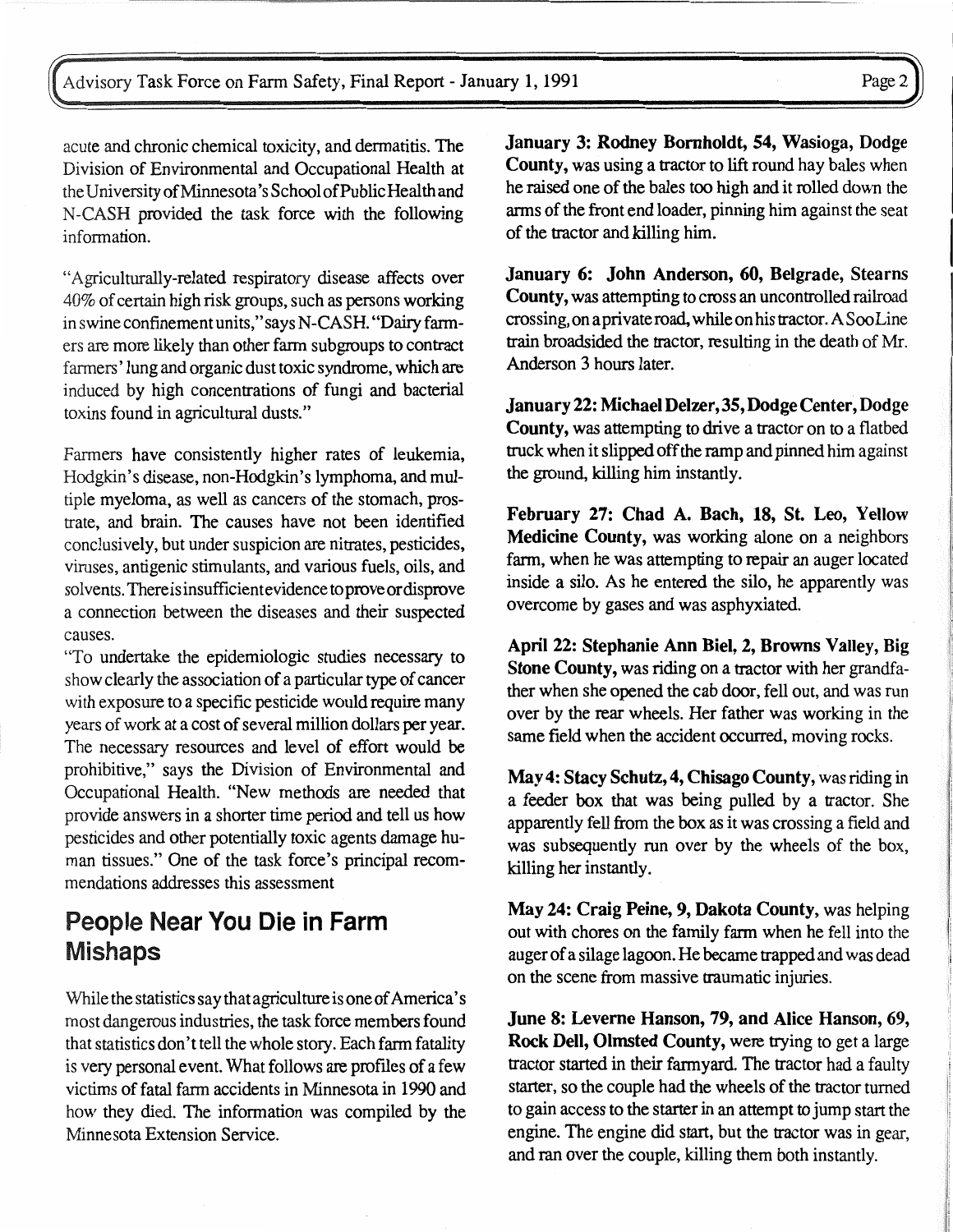acute and chronic chemical toxicity, and dermatitis. The Division of Environmental and Occupational Health at the University of Minnesota's School of Public Health and N-CASH provided the task force with the following information.

"Agriculturally-related respiratory disease affects over 40% of certain high risk groups, such as persons working in swine confinement units," says N-CASH. "Dairy farmers are more likely than other farm subgroups to contract farmers' lung and organic dust toxic syndrome, which are induced by high concentrations of fungi and bacterial toxins found in agricultural dusts."

Farmers have consistently higher rates of leukemia, Hodgkin's disease, non-Hodgkin's lymphoma, and multiple myeloma, as well as cancers of the stomach, prostrate, and brain. The causes have not been identified conclusively, but under suspicion are nitrates, pesticides, viruses, antigenic stimulants, and various fuels, oils, and solvents. There is insufficient evidence to prove or disprove a connection between the diseases and their suspected causes.

"To undertake the epidemiologic studies necessary to show clearly the association of a particular type of cancer with exposure to a specific pesticide would require many years of work at a cost of several million dollars per year. The necessary resources and level of effort would be prohibitive," says the Division of Environmental and Occupational Health. "New methods are needed that provide answers in a shorter time period and tell us how pesticides and other potentially toxic agents damage human tissues." One of the task force's principal recommendations addresses this assessment

## People Near You Die in Farm Mishaps

While the statistics say that agriculture is one of America's most dangerous industries, the task force members found that statistics don't tell the whole story. Each farm fatality is very personal event. What follows are profiles of a few victims of fatal farm accidents in Minnesota in 1990 and how they died. The information was compiled by the Minnesota Extension Service.

**January 3: Rodney Bornholdt, 54, Wasioga, Dodge County,** was using a tractor to lift round hay bales when he raised one of the bales too high and it rolled down the arms of the front end loader, pinning him against the seat of the tractor and killing him.

**January 6: John Anderson, 60, Belgrade, Stearns County,** was attempting to cross an uncontrolled railroad crossing, on a private road, while on his tractor. A Soo Line train broadsided the tractor, resulting in the death of Mr. Anderson 3 hours later.

**January 22: Michael Delzer, 35, Dodge Center, Dodge County,** was attempting to drive a tractor on to a flatbed truck when it slipped off the ramp and pinned him against the ground, killing him instantly.

**February 27: Chad A. Bach, 18, St. Leo, Yellow Medicine County,** was working alone on a neighbors farm, when he was attempting to repair an auger located inside a silo. As he entered the silo, he apparently was overcome by gases and was asphyxiated.

**April 22: Stephanie Ann Biel, 2, Browns Valley, Big Stone County,** was riding on a tractor with her grandfather when she opened the cab door, fell out, and was run over by the rear wheels. Her father was working in the same field when the accident occurred, moving rocks.

**May 4: Stacy Schutz, 4, Chisago County,** was riding in a feeder box that was being pulled by a tractor. She apparently fell from the box as it was crossing a field and was subsequently run over by the wheels of the box, killing her instantly.

**May 24: Craig Peine, 9, Dakota County,** was helping out with chores on the family farm when he fell into the auger of a silage lagoon. He became trapped and was dead on the scene from massive traumatic injuries.

**June 8: Leverne Hanson, 79, and Alice Hanson, 69, Rock Dell, Olmsted County,** were trying to get a large tractor started in their farmyard. The tractor had a faulty starter, so the couple had the wheels of the tractor turned to gain access to the starter in an attempt to jump start the engine. The engine did start, but the tractor was in gear, and ran over the couple, killing them both instantly.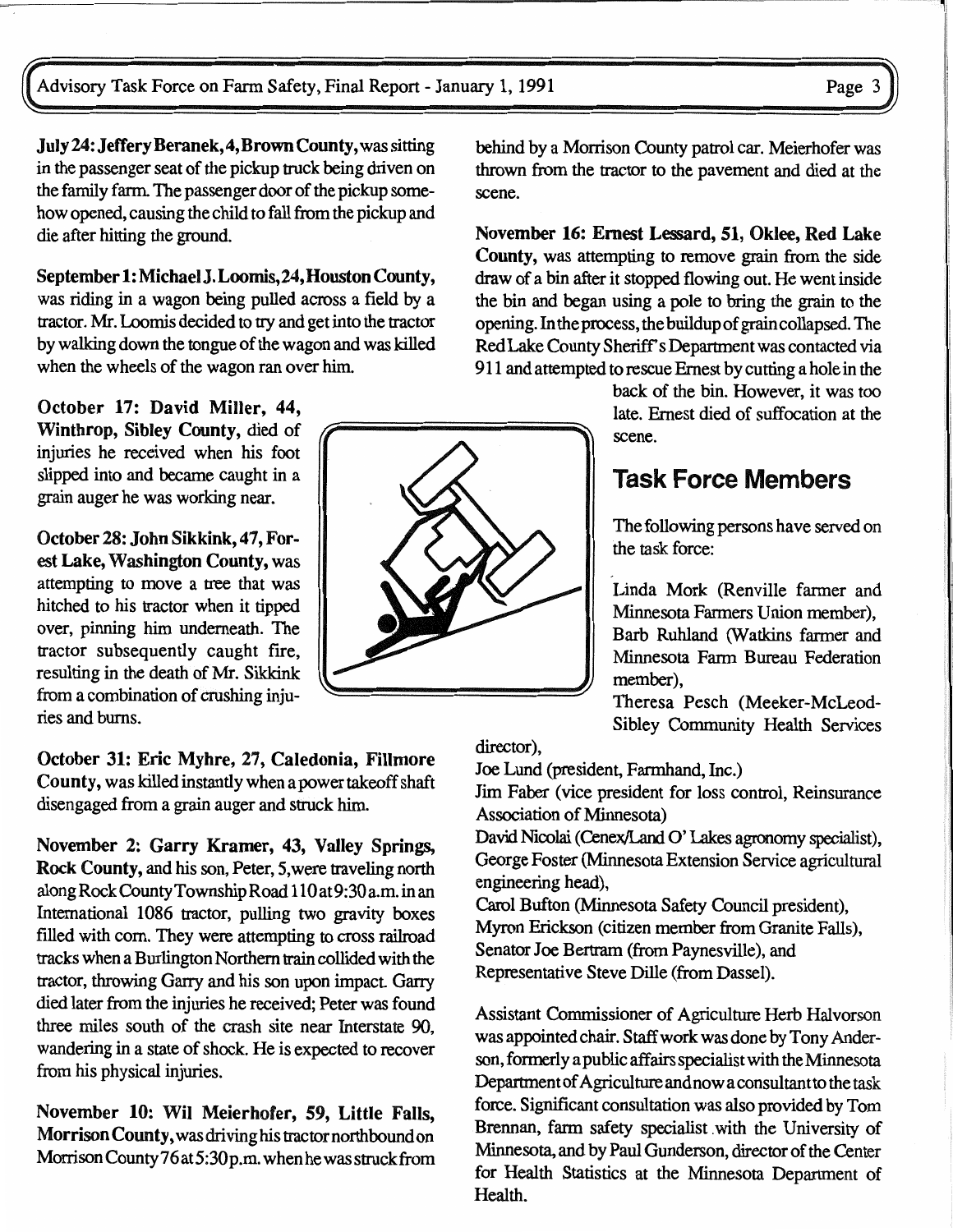**July 24: Jeffery Beranek, 4, Brown County,** was sitting in the passenger seat of the pickup truck being driven on the family farm. The passenger door of the pickup somehow opened, causing the child to fall from the pickup and die after hitting the ground.

**September 1: Michael J. Loomis, 24, Houston County,** was riding in a wagon being pulled across a field by a tractor. Mr. Loomis decided to try and get into the tractor by walking down the tongue of the wagon and was killed when the wheels of the wagon ran over him.

**October 17: David Miller, 44, Winthrop, Sibley County,** died of injuries he received when his foot slipped into and became caught in a grain auger he was working near.

**October 28: John Sikkink, 47, Forest Lake, Washington County,** was attempting to move a tree that was hitched to his tractor when it tipped over, pinning him underneath. The tractor subsequently caught fire, resulting in the death of Mr. Sikkink from a combination of crushing injuries and burns.

**October 31: Eric Myhre, 27, Caledonia, Fillmore County,** was killed instantly when a power takeoff shaft disengaged from a grain auger and struck him.

**November 2: Garry Kramer, 43, Valley Springs, Rock County,** and his son, Peter, 5, were traveling north along Rock County Township Road 110 at 9:30 a.m. in an International 1086 tractor, pulling two gravity boxes filled with corn. They were attempting to cross railroad tracks when a Burlington Northern train collided with the tractor, throwing Garry and his son upon impact. Garry died later from the injuries he received; Peter was found three miles south of the crash site near Interstate 90, wandering in a state of shock. He is expected to recover from his physical injuries.

**November 10: Wil Meierhofer, 59, Little Falls, Morrison County,** was driving his tractor northbound on Morrison County 76 at 5:30 p.m. when he was struck from behind by a Morrison County patrol car. Meierhofer was thrown from the tractor to the pavement and died at the scene.

**November 16: Ernest Lessard, 51, Oklee, Red Lake County,** was attempting to remove grain from the side draw of a bin after it stopped flowing out. He went inside the bin and began using a pole to bring the grain to the opening. In the process, the buildup of grain collapsed. The Red Lake County Sheriff's Department was contacted via 911 and attempted to rescue Ernest by cutting a hole in the back of the bin. However, it was too late. Ernest died of suffocation at the scene.

## Task Force Members

The following persons have served on the task force:

Linda Mork (Renville farmer and Minnesota Farmers Union member),
Barb Ruhland (Watkins farmer and Minnesota Farm Bureau Federation member),
Theresa Pesch (Meeker-McLeod-Sibley Community Health Services director),
Joe Lund (president, Farmhand, Inc.)
Jim Faber (vice president for loss control, Reinsurance Association of Minnesota)
David Nicolai (Cenex/Land O' Lakes agronomy specialist),
George Foster (Minnesota Extension Service agricultural engineering head),
Carol Bufton (Minnesota Safety Council president),
Myron Erickson (citizen member from Granite Falls),
Senator Joe Bertram (from Paynesville), and
Representative Steve Dille (from Dassel).

Assistant Commissioner of Agriculture Herb Halvorson was appointed chair. Staff work was done by Tony Anderson, formerly a public affairs specialist with the Minnesota Department of Agriculture and now a consultant to the task force. Significant consultation was also provided by Tom Brennan, farm safety specialist with the University of Minnesota, and by Paul Gunderson, director of the Center for Health Statistics at the Minnesota Department of Health.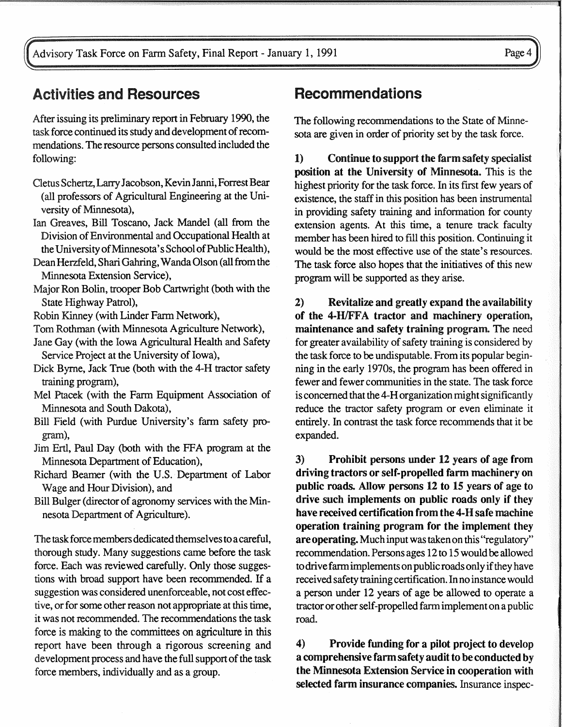## Activities and Resources

After issuing its preliminary report in February 1990, the task force continued its study and development of recommendations. The resource persons consulted included the following:

- Cletus Schertz, Larry Jacobson, Kevin Janni, Forrest Bear (all professors of Agricultural Engineering at the University of Minnesota),
- Ian Greaves, Bill Toscano, Jack Mandel (all from the Division of Environmental and Occupational Health at the University of Minnesota's School of Public Health),
- Dean Herzfeld, Shari Gahring, Wanda Olson (all from the Minnesota Extension Service),
- Major Ron Bolin, trooper Bob Cartwright (both with the State Highway Patrol),
- Robin Kinney (with Linder Farm Network),
- Tom Rothman (with Minnesota Agriculture Network),
- Jane Gay (with the Iowa Agricultural Health and Safety Service Project at the University of Iowa),
- Dick Byrne, Jack True (both with the 4-H tractor safety training program),
- Mel Ptacek (with the Farm Equipment Association of Minnesota and South Dakota),
- Bill Field (with Purdue University's farm safety program),
- Jim Ertl, Paul Day (both with the FFA program at the Minnesota Department of Education),
- Richard Beamer (with the U.S. Department of Labor Wage and Hour Division), and
- Bill Bulger (director of agronomy services with the Minnesota Department of Agriculture).

The task force members dedicated themselves to a careful, thorough study. Many suggestions came before the task force. Each was reviewed carefully. Only those suggestions with broad support have been recommended. If a suggestion was considered unenforceable, not cost effective, or for some other reason not appropriate at this time, it was not recommended. The recommendations the task force is making to the committees on agriculture in this report have been through a rigorous screening and development process and have the full support of the task force members, individually and as a group.

## Recommendations

The following recommendations to the State of Minnesota are given in order of priority set by the task force.

1) **Continue to support the farm safety specialist position at the University of Minnesota.** This is the highest priority for the task force. In its first few years of existence, the staff in this position has been instrumental in providing safety training and information for county extension agents. At this time, a tenure track faculty member has been hired to fill this position. Continuing it would be the most effective use of the state's resources. The task force also hopes that the initiatives of this new program will be supported as they arise.

2) **Revitalize and greatly expand the availability of the 4-H/FFA tractor and machinery operation, maintenance and safety training program.** The need for greater availability of safety training is considered by the task force to be undisputable. From its popular beginning in the early 1970s, the program has been offered in fewer and fewer communities in the state. The task force is concerned that the 4-H organization might significantly reduce the tractor safety program or even eliminate it entirely. In contrast the task force recommends that it be expanded.

3) **Prohibit persons under 12 years of age from driving tractors or self-propelled farm machinery on public roads. Allow persons 12 to 15 years of age to drive such implements on public roads only if they have received certification from the 4-H safe machine operation training program for the implement they are operating.** Much input was taken on this "regulatory" recommendation. Persons ages 12 to 15 would be allowed to drive farm implements on public roads only if they have received safety training certification. In no instance would a person under 12 years of age be allowed to operate a tractor or other self-propelled farm implement on a public road.

4) **Provide funding for a pilot project to develop a comprehensive farm safety audit to be conducted by the Minnesota Extension Service in cooperation with selected farm insurance companies.** Insurance inspec-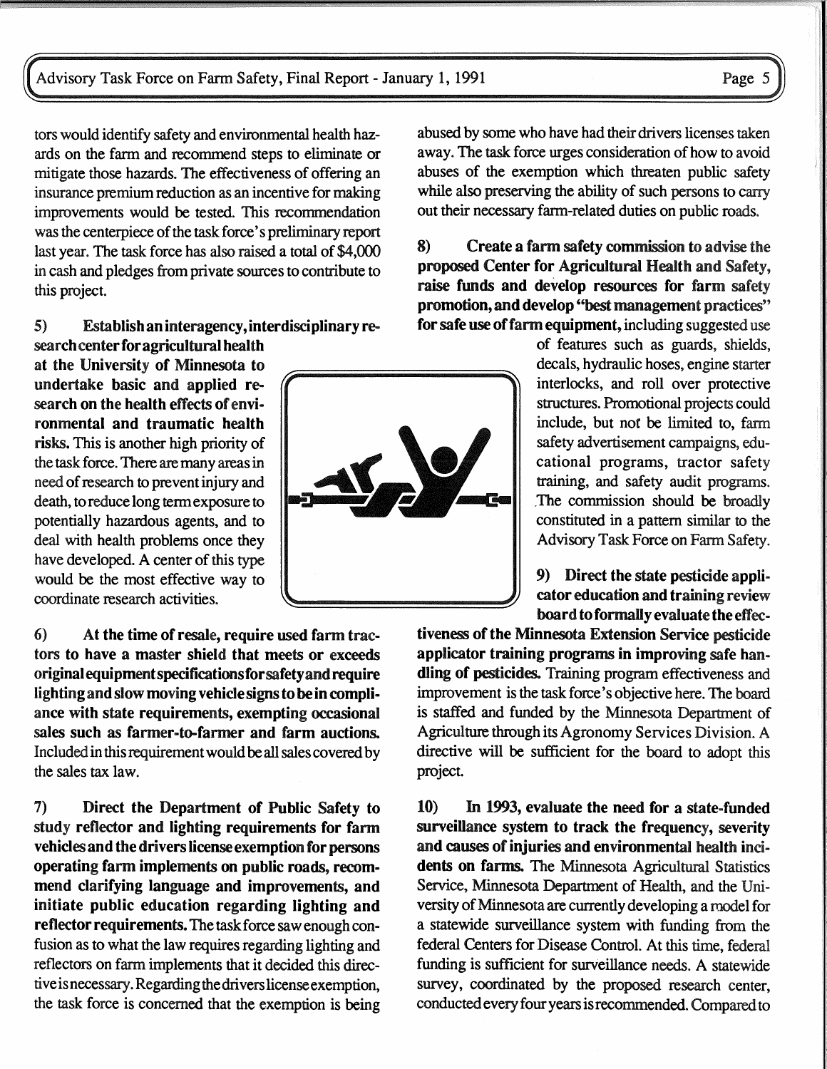tors would identify safety and environmental health hazards on the farm and recommend steps to eliminate or mitigate those hazards. The effectiveness of offering an insurance premium reduction as an incentive for making improvements would be tested. This recommendation was the centerpiece of the task force's preliminary report last year. The task force has also raised a total of $4,000 in cash and pledges from private sources to contribute to this project.

5) **Establish an interagency, interdisciplinary research center for agricultural health at the University of Minnesota to undertake basic and applied research on the health effects of environmental and traumatic health risks.** This is another high priority of the task force. There are many areas in need of research to prevent injury and death, to reduce long term exposure to potentially hazardous agents, and to deal with health problems once they have developed. A center of this type would be the most effective way to coordinate research activities.

6) **At the time of resale, require used farm tractors to have a master shield that meets or exceeds original equipment specifications for safety and require lighting and slow moving vehicle signs to be in compliance with state requirements, exempting occasional sales such as farmer-to-farmer and farm auctions.** Included in this requirement would be all sales covered by the sales tax law.

7) **Direct the Department of Public Safety to study reflector and lighting requirements for farm vehicles and the drivers license exemption for persons operating farm implements on public roads, recommend clarifying language and improvements, and initiate public education regarding lighting and reflector requirements.** The task force saw enough confusion as to what the law requires regarding lighting and reflectors on farm implements that it decided this directive is necessary. Regarding the drivers license exemption, the task force is concerned that the exemption is being abused by some who have had their drivers licenses taken away. The task force urges consideration of how to avoid abuses of the exemption which threaten public safety while also preserving the ability of such persons to carry out their necessary farm-related duties on public roads.

8) **Create a farm safety commission to advise the proposed Center for Agricultural Health and Safety, raise funds and develop resources for farm safety promotion, and develop "best management practices" for safe use of farm equipment,** including suggested use of features such as guards, shields, decals, hydraulic hoses, engine starter interlocks, and roll over protective structures. Promotional projects could include, but not be limited to, farm safety advertisement campaigns, educational programs, tractor safety training, and safety audit programs. The commission should be broadly constituted in a pattern similar to the Advisory Task Force on Farm Safety.

9) **Direct the state pesticide applicator education and training review board to formally evaluate the effectiveness of the Minnesota Extension Service pesticide applicator training programs in improving safe handling of pesticides.** Training program effectiveness and improvement is the task force's objective here. The board is staffed and funded by the Minnesota Department of Agriculture through its Agronomy Services Division. A directive will be sufficient for the board to adopt this project.

10) **In 1993, evaluate the need for a state-funded surveillance system to track the frequency, severity and causes of injuries and environmental health incidents on farms.** The Minnesota Agricultural Statistics Service, Minnesota Department of Health, and the University of Minnesota are currently developing a model for a statewide surveillance system with funding from the federal Centers for Disease Control. At this time, federal funding is sufficient for surveillance needs. A statewide survey, coordinated by the proposed research center, conducted every four years is recommended. Compared to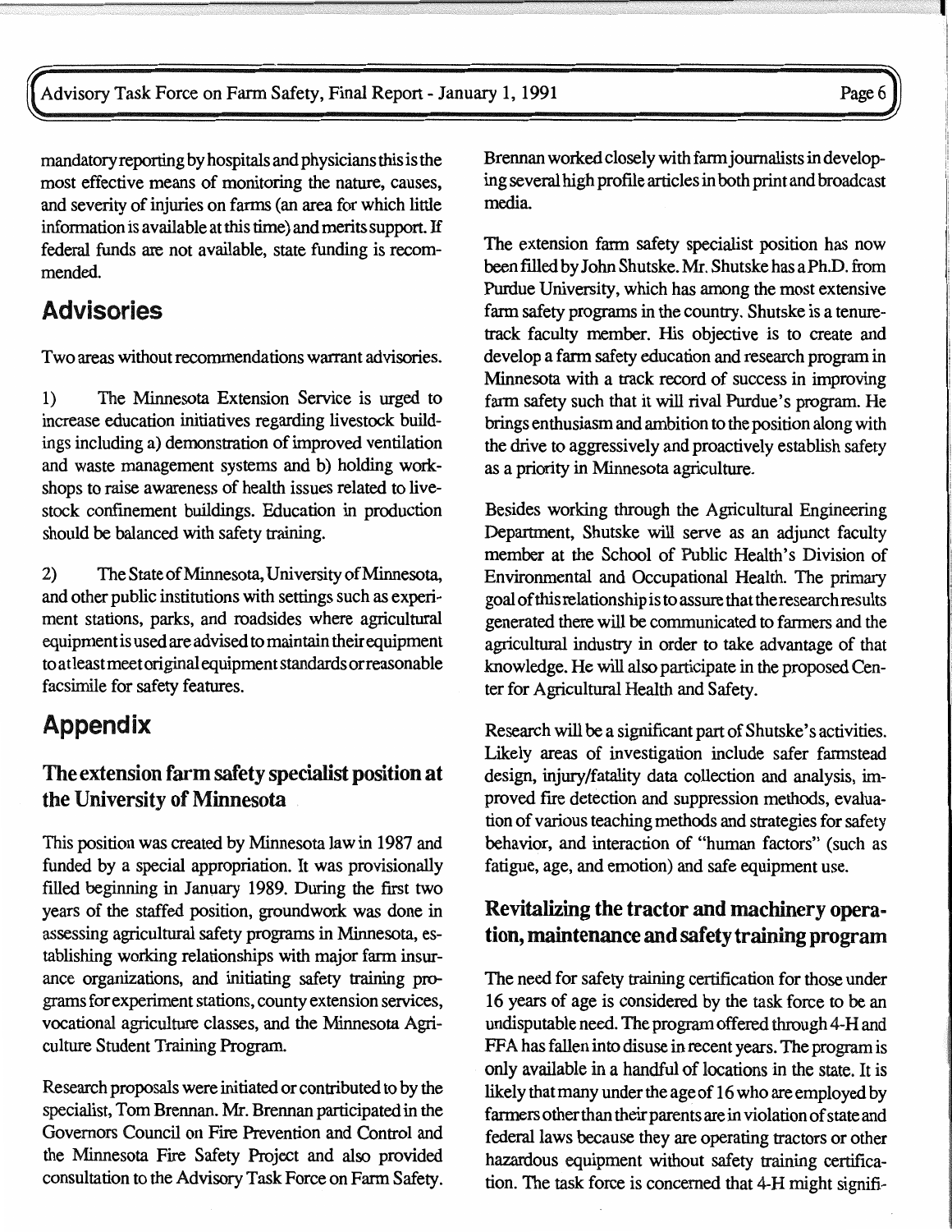mandatory reporting by hospitals and physicians this is the most effective means of monitoring the nature, causes, and severity of injuries on farms (an area for which little information is available at this time) and merits support. If federal funds are not available, state funding is recommended.

## Advisories

Two areas without recommendations warrant advisories.

1) The Minnesota Extension Service is urged to increase education initiatives regarding livestock buildings including a) demonstration of improved ventilation and waste management systems and b) holding workshops to raise awareness of health issues related to livestock confinement buildings. Education in production should be balanced with safety training.

2) The State of Minnesota, University of Minnesota, and other public institutions with settings such as experiment stations, parks, and roadsides where agricultural equipment is used are advised to maintain their equipment to at least meet original equipment standards or reasonable facsimile for safety features.

## Appendix

### The extension farm safety specialist position at the University of Minnesota

This position was created by Minnesota law in 1987 and funded by a special appropriation. It was provisionally filled beginning in January 1989. During the first two years of the staffed position, groundwork was done in assessing agricultural safety programs in Minnesota, establishing working relationships with major farm insurance organizations, and initiating safety training programs for experiment stations, county extension services, vocational agriculture classes, and the Minnesota Agriculture Student Training Program.

Research proposals were initiated or contributed to by the specialist, Tom Brennan. Mr. Brennan participated in the Governors Council on Fire Prevention and Control and the Minnesota Fire Safety Project and also provided consultation to the Advisory Task Force on Farm Safety. Brennan worked closely with farm journalists in developing several high profile articles in both print and broadcast media.

The extension farm safety specialist position has now been filled by John Shutske. Mr. Shutske has a Ph.D. from Purdue University, which has among the most extensive farm safety programs in the country. Shutske is a tenure-track faculty member. His objective is to create and develop a farm safety education and research program in Minnesota with a track record of success in improving farm safety such that it will rival Purdue's program. He brings enthusiasm and ambition to the position along with the drive to aggressively and proactively establish safety as a priority in Minnesota agriculture.

Besides working through the Agricultural Engineering Department, Shutske will serve as an adjunct faculty member at the School of Public Health's Division of Environmental and Occupational Health. The primary goal of this relationship is to assure that the research results generated there will be communicated to farmers and the agricultural industry in order to take advantage of that knowledge. He will also participate in the proposed Center for Agricultural Health and Safety.

Research will be a significant part of Shutske's activities. Likely areas of investigation include safer farmstead design, injury/fatality data collection and analysis, improved fire detection and suppression methods, evaluation of various teaching methods and strategies for safety behavior, and interaction of "human factors" (such as fatigue, age, and emotion) and safe equipment use.

### Revitalizing the tractor and machinery operation, maintenance and safety training program

The need for safety training certification for those under 16 years of age is considered by the task force to be an undisputable need. The program offered through 4-H and FFA has fallen into disuse in recent years. The program is only available in a handful of locations in the state. It is likely that many under the age of 16 who are employed by farmers other than their parents are in violation of state and federal laws because they are operating tractors or other hazardous equipment without safety training certification. The task force is concerned that 4-H might signifi-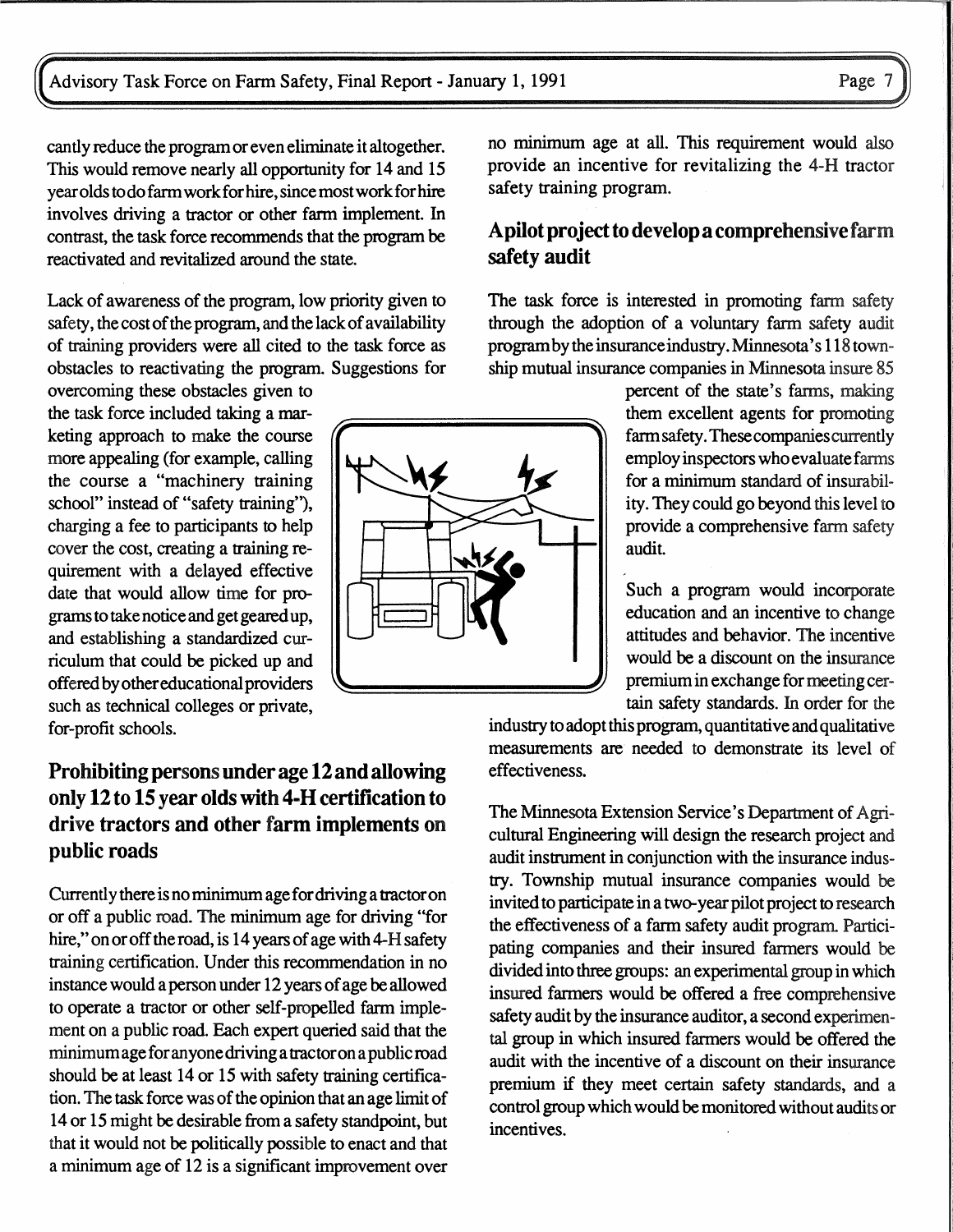cantly reduce the program or even eliminate it altogether. This would remove nearly all opportunity for 14 and 15 year olds to do farm work for hire, since most work for hire involves driving a tractor or other farm implement. In contrast, the task force recommends that the program be reactivated and revitalized around the state.

Lack of awareness of the program, low priority given to safety, the cost of the program, and the lack of availability of training providers were all cited to the task force as obstacles to reactivating the program. Suggestions for overcoming these obstacles given to the task force included taking a marketing approach to make the course more appealing (for example, calling the course a "machinery training school" instead of "safety training"), charging a fee to participants to help cover the cost, creating a training requirement with a delayed effective date that would allow time for programs to take notice and get geared up, and establishing a standardized curriculum that could be picked up and offered by other educational providers such as technical colleges or private, for-profit schools.

## Prohibiting persons under age 12 and allowing only 12 to 15 year olds with 4-H certification to drive tractors and other farm implements on public roads

Currently there is no minimum age for driving a tractor on or off a public road. The minimum age for driving "for hire," on or off the road, is 14 years of age with 4-H safety training certification. Under this recommendation in no instance would a person under 12 years of age be allowed to operate a tractor or other self-propelled farm implement on a public road. Each expert queried said that the minimum age for anyone driving a tractor on a public road should be at least 14 or 15 with safety training certification. The task force was of the opinion that an age limit of 14 or 15 might be desirable from a safety standpoint, but that it would not be politically possible to enact and that a minimum age of 12 is a significant improvement over no minimum age at all. This requirement would also provide an incentive for revitalizing the 4-H tractor safety training program.

## A pilot project to develop a comprehensive farm safety audit

The task force is interested in promoting farm safety through the adoption of a voluntary farm safety audit program by the insurance industry. Minnesota's 118 township mutual insurance companies in Minnesota insure 85 percent of the state's farms, making them excellent agents for promoting farm safety. These companies currently employ inspectors who evaluate farms for a minimum standard of insurability. They could go beyond this level to provide a comprehensive farm safety audit.

Such a program would incorporate education and an incentive to change attitudes and behavior. The incentive would be a discount on the insurance premium in exchange for meeting certain safety standards. In order for the industry to adopt this program, quantitative and qualitative measurements are needed to demonstrate its level of effectiveness.

The Minnesota Extension Service's Department of Agricultural Engineering will design the research project and audit instrument in conjunction with the insurance industry. Township mutual insurance companies would be invited to participate in a two-year pilot project to research the effectiveness of a farm safety audit program. Participating companies and their insured farmers would be divided into three groups: an experimental group in which insured farmers would be offered a free comprehensive safety audit by the insurance auditor, a second experimental group in which insured farmers would be offered the audit with the incentive of a discount on their insurance premium if they meet certain safety standards, and a control group which would be monitored without audits or incentives.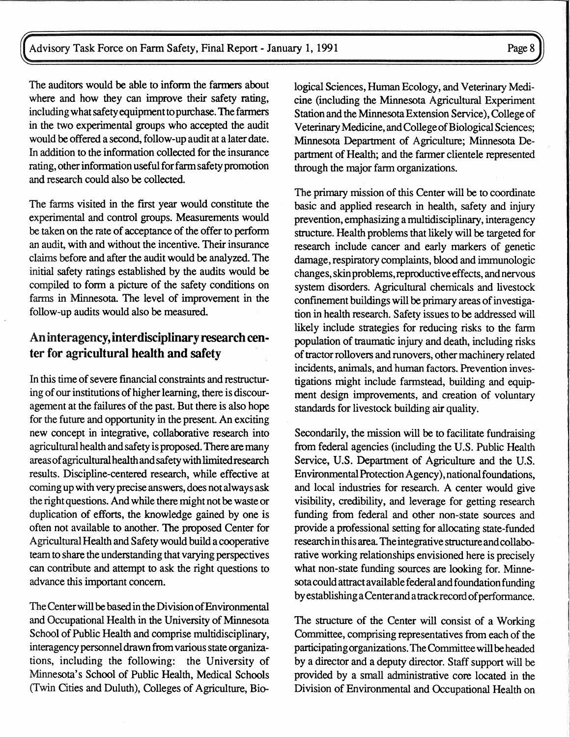The auditors would be able to inform the farmers about where and how they can improve their safety rating, including what safety equipment to purchase. The farmers in the two experimental groups who accepted the audit would be offered a second, follow-up audit at a later date. In addition to the information collected for the insurance rating, other information useful for farm safety promotion and research could also be collected.

The farms visited in the first year would constitute the experimental and control groups. Measurements would be taken on the rate of acceptance of the offer to perform an audit, with and without the incentive. Their insurance claims before and after the audit would be analyzed. The initial safety ratings established by the audits would be compiled to form a picture of the safety conditions on farms in Minnesota. The level of improvement in the follow-up audits would also be measured.

## An interagency, interdisciplinary research center for agricultural health and safety

In this time of severe financial constraints and restructuring of our institutions of higher learning, there is discouragement at the failures of the past. But there is also hope for the future and opportunity in the present. An exciting new concept in integrative, collaborative research into agricultural health and safety is proposed. There are many areas of agricultural health and safety with limited research results. Discipline-centered research, while effective at coming up with very precise answers, does not always ask the right questions. And while there might not be waste or duplication of efforts, the knowledge gained by one is often not available to another. The proposed Center for Agricultural Health and Safety would build a cooperative team to share the understanding that varying perspectives can contribute and attempt to ask the right questions to advance this important concern.

The Center will be based in the Division of Environmental and Occupational Health in the University of Minnesota School of Public Health and comprise multidisciplinary, interagency personnel drawn from various state organizations, including the following: the University of Minnesota's School of Public Health, Medical Schools (Twin Cities and Duluth), Colleges of Agriculture, Biological Sciences, Human Ecology, and Veterinary Medicine (including the Minnesota Agricultural Experiment Station and the Minnesota Extension Service), College of Veterinary Medicine, and College of Biological Sciences; Minnesota Department of Agriculture; Minnesota Department of Health; and the farmer clientele represented through the major farm organizations.

The primary mission of this Center will be to coordinate basic and applied research in health, safety and injury prevention, emphasizing a multidisciplinary, interagency structure. Health problems that likely will be targeted for research include cancer and early markers of genetic damage, respiratory complaints, blood and immunologic changes, skin problems, reproductive effects, and nervous system disorders. Agricultural chemicals and livestock confinement buildings will be primary areas of investigation in health research. Safety issues to be addressed will likely include strategies for reducing risks to the farm population of traumatic injury and death, including risks of tractor rollovers and runovers, other machinery related incidents, animals, and human factors. Prevention investigations might include farmstead, building and equipment design improvements, and creation of voluntary standards for livestock building air quality.

Secondarily, the mission will be to facilitate fundraising from federal agencies (including the U.S. Public Health Service, U.S. Department of Agriculture and the U.S. Environmental Protection Agency), national foundations, and local industries for research. A center would give visibility, credibility, and leverage for getting research funding from federal and other non-state sources and provide a professional setting for allocating state-funded research in this area. The integrative structure and collaborative working relationships envisioned here is precisely what non-state funding sources are looking for. Minnesota could attract available federal and foundation funding by establishing a Center and a track record of performance.

The structure of the Center will consist of a Working Committee, comprising representatives from each of the participating organizations. The Committee will be headed by a director and a deputy director. Staff support will be provided by a small administrative core located in the Division of Environmental and Occupational Health on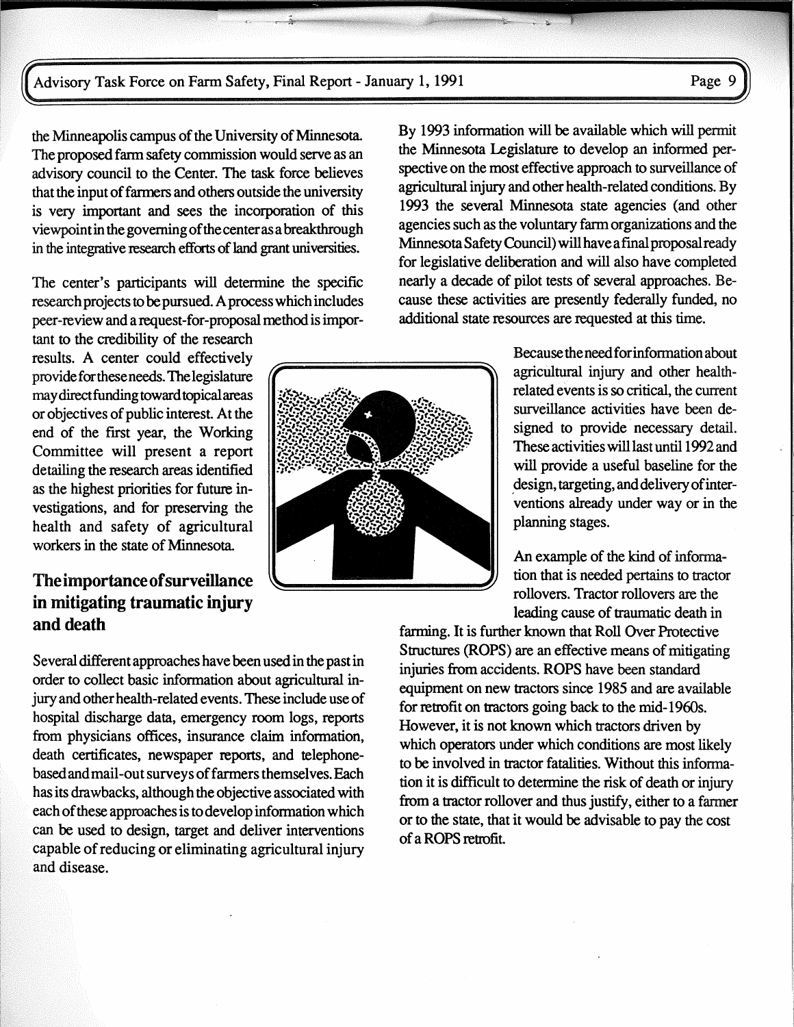the Minneapolis campus of the University of Minnesota. The proposed farm safety commission would serve as an advisory council to the Center. The task force believes that the input of farmers and others outside the university is very important and sees the incorporation of this viewpoint in the governing of the center as a breakthrough in the integrative research efforts of land grant universities.

The center's participants will determine the specific research projects to be pursued. A process which includes peer-review and a request-for-proposal method is important to the credibility of the research results. A center could effectively provide for these needs. The legislature may direct funding toward topical areas or objectives of public interest. At the end of the first year, the Working Committee will present a report detailing the research areas identified as the highest priorities for future investigations, and for preserving the health and safety of agricultural workers in the state of Minnesota.

## The importance of surveillance in mitigating traumatic injury and death

Several different approaches have been used in the past in order to collect basic information about agricultural injury and other health-related events. These include use of hospital discharge data, emergency room logs, reports from physicians offices, insurance claim information, death certificates, newspaper reports, and telephone-based and mail-out surveys of farmers themselves. Each has its drawbacks, although the objective associated with each of these approaches is to develop information which can be used to design, target and deliver interventions capable of reducing or eliminating agricultural injury and disease.

By 1993 information will be available which will permit the Minnesota Legislature to develop an informed perspective on the most effective approach to surveillance of agricultural injury and other health-related conditions. By 1993 the several Minnesota state agencies (and other agencies such as the voluntary farm organizations and the Minnesota Safety Council) will have a final proposal ready for legislative deliberation and will also have completed nearly a decade of pilot tests of several approaches. Because these activities are presently federally funded, no additional state resources are requested at this time.

Because the need for information about agricultural injury and other health-related events is so critical, the current surveillance activities have been designed to provide necessary detail. These activities will last until 1992 and will provide a useful baseline for the design, targeting, and delivery of interventions already under way or in the planning stages.

An example of the kind of information that is needed pertains to tractor rollovers. Tractor rollovers are the leading cause of traumatic death in farming. It is further known that Roll Over Protective Structures (ROPS) are an effective means of mitigating injuries from accidents. ROPS have been standard equipment on new tractors since 1985 and are available for retrofit on tractors going back to the mid-1960s. However, it is not known which tractors driven by which operators under which conditions are most likely to be involved in tractor fatalities. Without this information it is difficult to determine the risk of death or injury from a tractor rollover and thus justify, either to a farmer or to the state, that it would be advisable to pay the cost of a ROPS retrofit.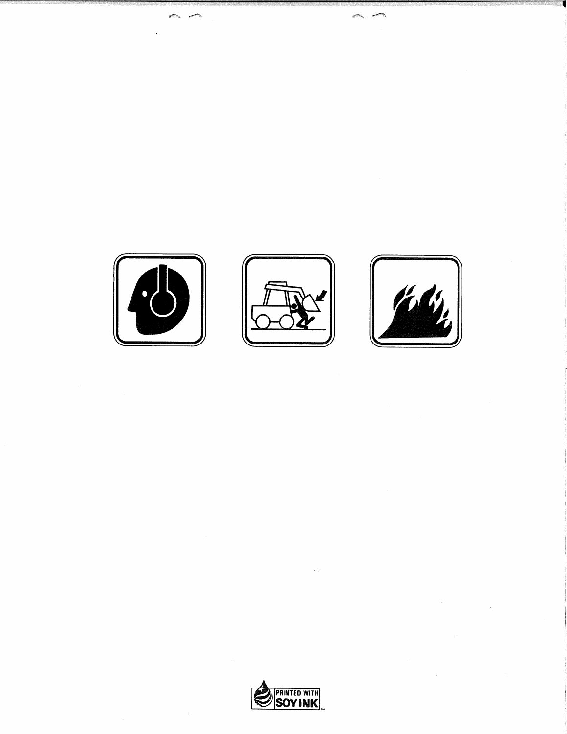PRINTED WITH SOY INK